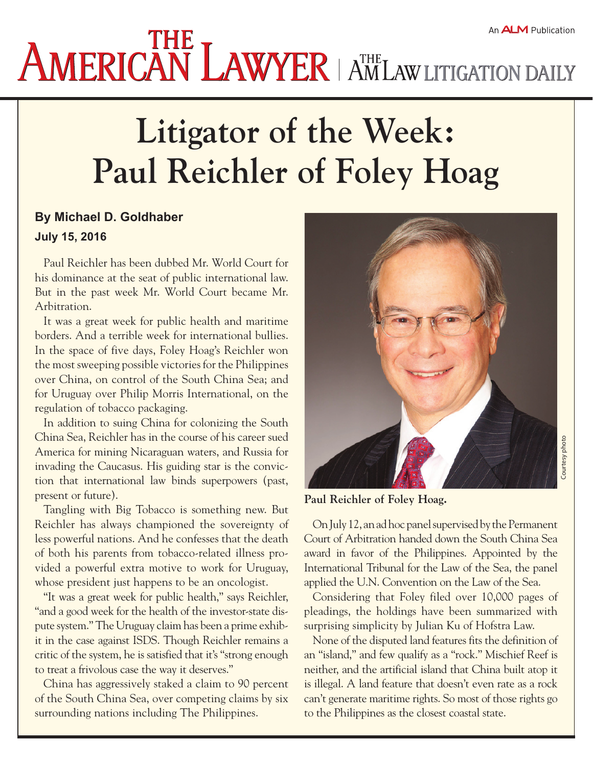# Litigator of the Week: Paul Reichler of Foley Hoag

**By Michael D. Goldhaber**

**July 15, 2016**

Paul Reichler has been dubbed Mr. World Court for his dominance at the seat of public international law. But in the past week Mr. World Court became Mr. Arbitration.

It was a great week for public health and maritime borders. And a terrible week for international bullies. In the space of five days, Foley Hoag's Reichler won the most sweeping possible victories for the Philippines over China, on control of the South China Sea; and for Uruguay over Philip Morris International, on the regulation of tobacco packaging.

In addition to suing China for colonizing the South China Sea, Reichler has in the course of his career sued America for mining Nicaraguan waters, and Russia for invading the Caucasus. His guiding star is the conviction that international law binds superpowers (past, present or future).

Tangling with Big Tobacco is something new. But Reichler has always championed the sovereignty of less powerful nations. And he confesses that the death of both his parents from tobacco-related illness provided a powerful extra motive to work for Uruguay, whose president just happens to be an oncologist.

"It was a great week for public health," says Reichler, "and a good week for the health of the investor-state dispute system." The Uruguay claim has been a prime exhibit in the case against ISDS. Though Reichler remains a critic of the system, he is satisfied that it's "strong enough to treat a frivolous case the way it deserves."

China has aggressively staked a claim to 90 percent of the South China Sea, over competing claims by six surrounding nations including The Philippines.

Courtesy photo

**Paul Reichler of Foley Hoag.**

On July 12, an ad hoc panel supervised by the Permanent Court of Arbitration handed down the South China Sea award in favor of the Philippines. Appointed by the International Tribunal for the Law of the Sea, the panel applied the U.N. Convention on the Law of the Sea.

Considering that Foley filed over 10,000 pages of pleadings, the holdings have been summarized with surprising simplicity by Julian Ku of Hofstra Law.

None of the disputed land features fits the definition of an "island," and few qualify as a "rock." Mischief Reef is neither, and the artificial island that China built atop it is illegal. A land feature that doesn't even rate as a rock can't generate maritime rights. So most of those rights go to the Philippines as the closest coastal state.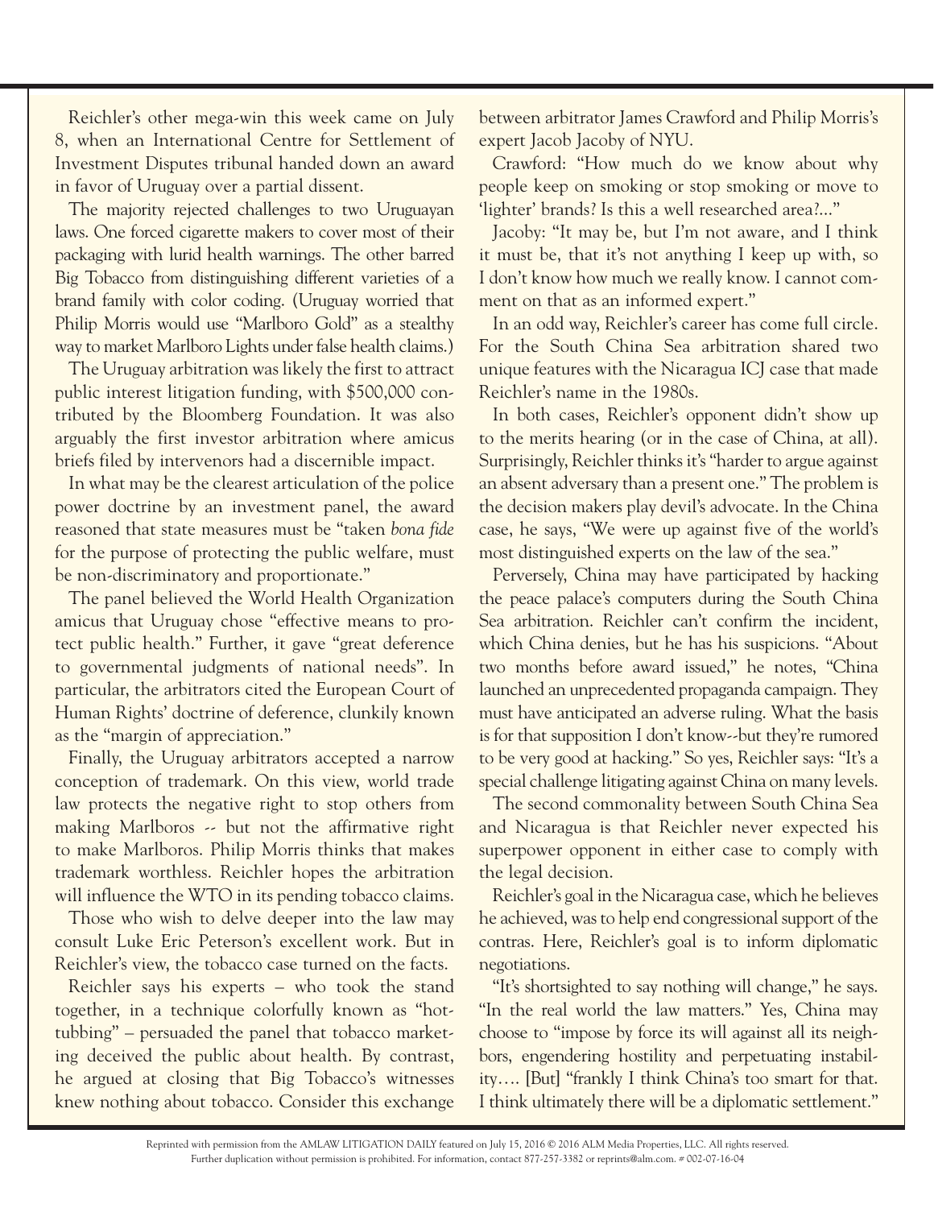Reichler's other mega-win this week came on July 8, when an International Centre for Settlement of Investment Disputes tribunal handed down an award in favor of Uruguay over a partial dissent.

The majority rejected challenges to two Uruguayan laws. One forced cigarette makers to cover most of their packaging with lurid health warnings. The other barred Big Tobacco from distinguishing different varieties of a brand family with color coding. (Uruguay worried that Philip Morris would use "Marlboro Gold" as a stealthy way to market Marlboro Lights under false health claims.)

The Uruguay arbitration was likely the first to attract public interest litigation funding, with $500,000 contributed by the Bloomberg Foundation. It was also arguably the first investor arbitration where amicus briefs filed by intervenors had a discernible impact.

In what may be the clearest articulation of the police power doctrine by an investment panel, the award reasoned that state measures must be "taken *bona fide* for the purpose of protecting the public welfare, must be non-discriminatory and proportionate."

The panel believed the World Health Organization amicus that Uruguay chose "effective means to protect public health." Further, it gave "great deference to governmental judgments of national needs". In particular, the arbitrators cited the European Court of Human Rights' doctrine of deference, clunkily known as the "margin of appreciation."

Finally, the Uruguay arbitrators accepted a narrow conception of trademark. On this view, world trade law protects the negative right to stop others from making Marlboros -- but not the affirmative right to make Marlboros. Philip Morris thinks that makes trademark worthless. Reichler hopes the arbitration will influence the WTO in its pending tobacco claims.

Those who wish to delve deeper into the law may consult Luke Eric Peterson's excellent work. But in Reichler's view, the tobacco case turned on the facts.

Reichler says his experts – who took the stand together, in a technique colorfully known as "hot-tubbing" – persuaded the panel that tobacco marketing deceived the public about health. By contrast, he argued at closing that Big Tobacco's witnesses knew nothing about tobacco. Consider this exchange between arbitrator James Crawford and Philip Morris's expert Jacob Jacoby of NYU.

Crawford: "How much do we know about why people keep on smoking or stop smoking or move to 'lighter' brands? Is this a well researched area?..."

Jacoby: "It may be, but I'm not aware, and I think it must be, that it's not anything I keep up with, so I don't know how much we really know. I cannot comment on that as an informed expert."

In an odd way, Reichler's career has come full circle. For the South China Sea arbitration shared two unique features with the Nicaragua ICJ case that made Reichler's name in the 1980s.

In both cases, Reichler's opponent didn't show up to the merits hearing (or in the case of China, at all). Surprisingly, Reichler thinks it's "harder to argue against an absent adversary than a present one." The problem is the decision makers play devil's advocate. In the China case, he says, "We were up against five of the world's most distinguished experts on the law of the sea."

Perversely, China may have participated by hacking the peace palace's computers during the South China Sea arbitration. Reichler can't confirm the incident, which China denies, but he has his suspicions. "About two months before award issued," he notes, "China launched an unprecedented propaganda campaign. They must have anticipated an adverse ruling. What the basis is for that supposition I don't know--but they're rumored to be very good at hacking." So yes, Reichler says: "It's a special challenge litigating against China on many levels.

The second commonality between South China Sea and Nicaragua is that Reichler never expected his superpower opponent in either case to comply with the legal decision.

Reichler's goal in the Nicaragua case, which he believes he achieved, was to help end congressional support of the contras. Here, Reichler's goal is to inform diplomatic negotiations.

"It's shortsighted to say nothing will change," he says. "In the real world the law matters." Yes, China may choose to "impose by force its will against all its neighbors, engendering hostility and perpetuating instability…. [But] "frankly I think China's too smart for that. I think ultimately there will be a diplomatic settlement."

Reprinted with permission from the AMLAW LITIGATION DAILY featured on July 15, 2016 © 2016 ALM Media Properties, LLC. All rights reserved. Further duplication without permission is prohibited. For information, contact 877-257-3382 or reprints@alm.com. # 002-07-16-04